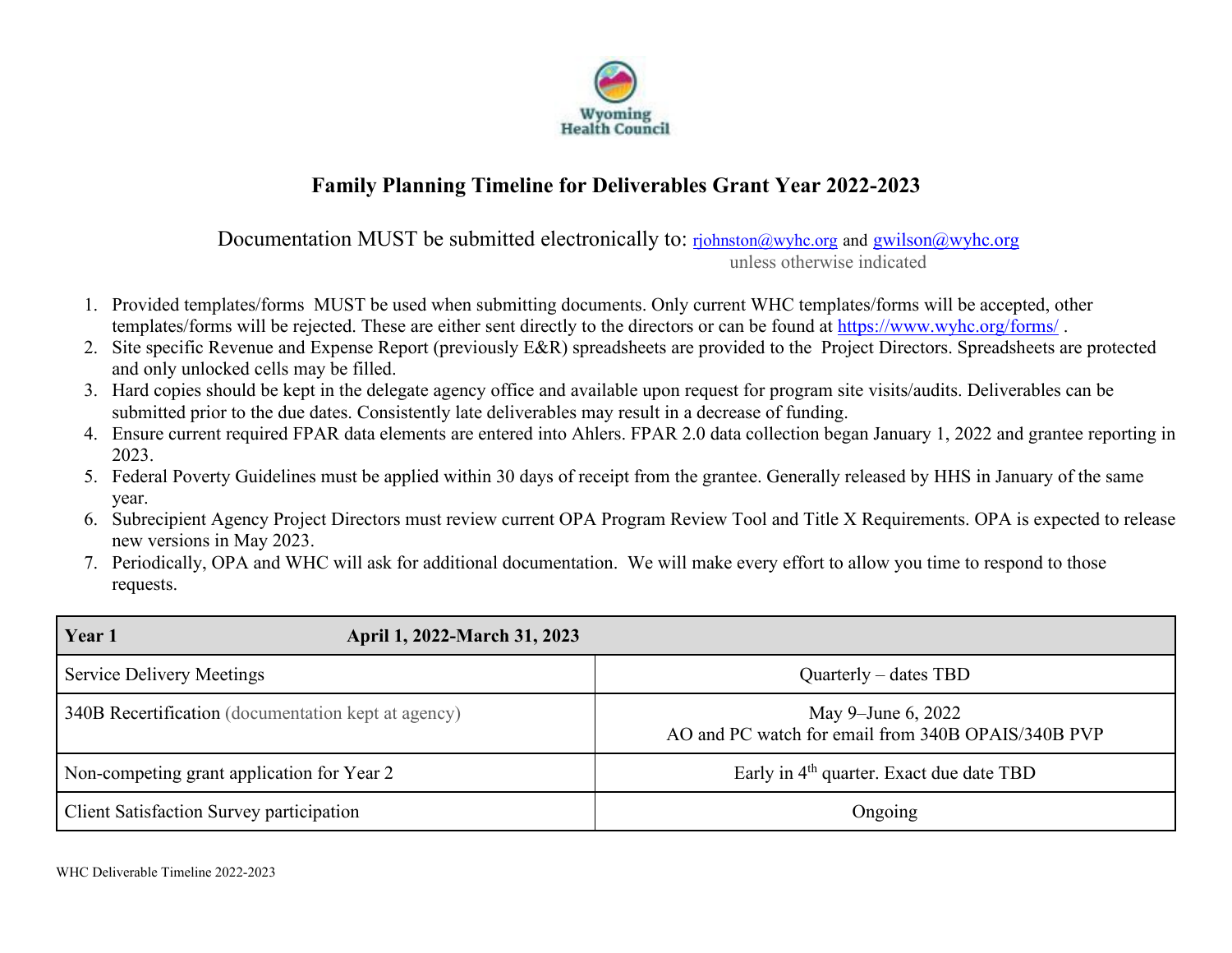Wyoming Health Council

# Family Planning Timeline for Deliverables Grant Year 2022-2023

Documentation MUST be submitted electronically to: rjohnston@wyhc.org and gwilson@wyhc.org unless otherwise indicated

1. Provided templates/forms MUST be used when submitting documents. Only current WHC templates/forms will be accepted, other templates/forms will be rejected. These are either sent directly to the directors or can be found at https://www.wyhc.org/forms/ .
2. Site specific Revenue and Expense Report (previously E&R) spreadsheets are provided to the Project Directors. Spreadsheets are protected and only unlocked cells may be filled.
3. Hard copies should be kept in the delegate agency office and available upon request for program site visits/audits. Deliverables can be submitted prior to the due dates. Consistently late deliverables may result in a decrease of funding.
4. Ensure current required FPAR data elements are entered into Ahlers. FPAR 2.0 data collection began January 1, 2022 and grantee reporting in 2023.
5. Federal Poverty Guidelines must be applied within 30 days of receipt from the grantee. Generally released by HHS in January of the same year.
6. Subrecipient Agency Project Directors must review current OPA Program Review Tool and Title X Requirements. OPA is expected to release new versions in May 2023.
7. Periodically, OPA and WHC will ask for additional documentation. We will make every effort to allow you time to respond to those requests.

| **Year 1** | **April 1, 2022-March 31, 2023** |
|---|---|
| Service Delivery Meetings | Quarterly – dates TBD |
| 340B Recertification (documentation kept at agency) | May 9–June 6, 2022<br>AO and PC watch for email from 340B OPAIS/340B PVP |
| Non-competing grant application for Year 2 | Early in 4th quarter. Exact due date TBD |
| Client Satisfaction Survey participation | Ongoing |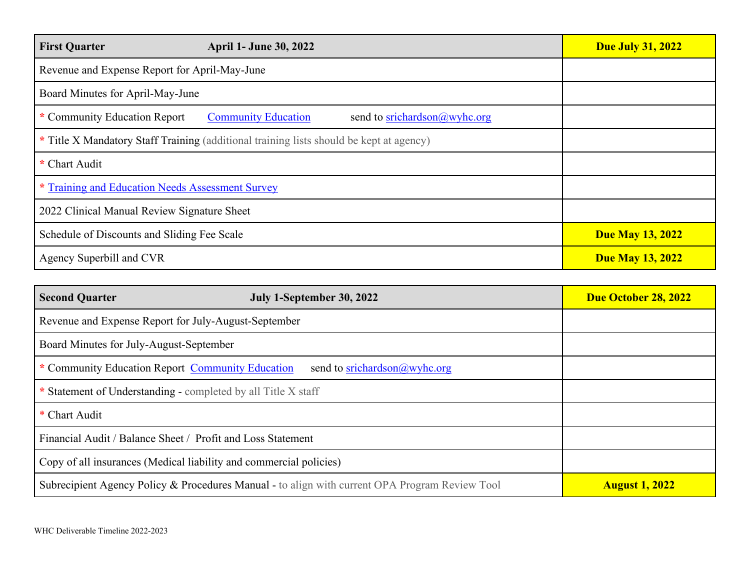| **First Quarter April 1- June 30, 2022** | **Due July 31, 2022** |
|---|---|
| Revenue and Expense Report for April-May-June | |
| Board Minutes for April-May-June | |
| * Community Education Report Community Education send to srichardson@wyhc.org | |
| * Title X Mandatory Staff Training (additional training lists should be kept at agency) | |
| * Chart Audit | |
| * Training and Education Needs Assessment Survey | |
| 2022 Clinical Manual Review Signature Sheet | |
| Schedule of Discounts and Sliding Fee Scale | **Due May 13, 2022** |
| Agency Superbill and CVR | **Due May 13, 2022** |

| **Second Quarter July 1-September 30, 2022** | **Due October 28, 2022** |
|---|---|
| Revenue and Expense Report for July-August-September | |
| Board Minutes for July-August-September | |
| * Community Education Report Community Education send to srichardson@wyhc.org | |
| * Statement of Understanding - completed by all Title X staff | |
| * Chart Audit | |
| Financial Audit / Balance Sheet / Profit and Loss Statement | |
| Copy of all insurances (Medical liability and commercial policies) | |
| Subrecipient Agency Policy & Procedures Manual - to align with current OPA Program Review Tool | **August 1, 2022** |

WHC Deliverable Timeline 2022-2023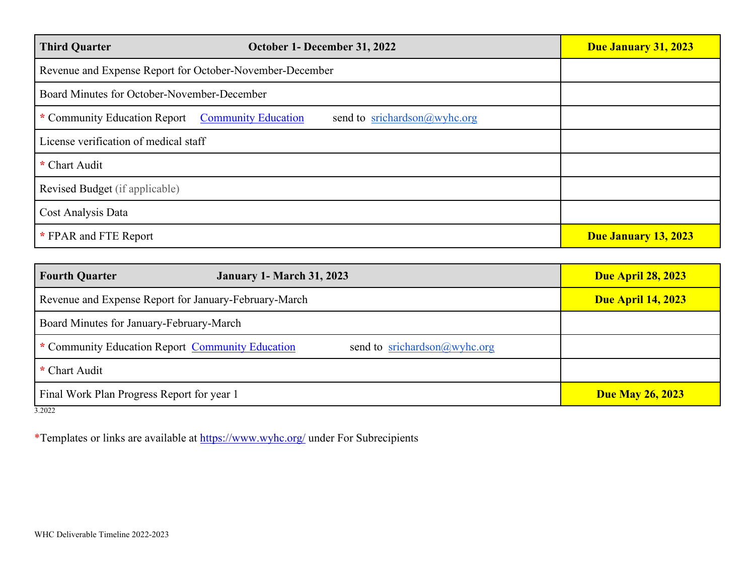| Third Quarter October 1- December 31, 2022 | Due January 31, 2023 |
|---|---|
| Revenue and Expense Report for October-November-December | |
| Board Minutes for October-November-December | |
| * Community Education Report Community Education send to srichardson@wyhc.org | |
| License verification of medical staff | |
| * Chart Audit | |
| Revised Budget (if applicable) | |
| Cost Analysis Data | |
| * FPAR and FTE Report | Due January 13, 2023 |

| Fourth Quarter January 1- March 31, 2023 | Due April 28, 2023 |
|---|---|
| Revenue and Expense Report for January-February-March | Due April 14, 2023 |
| Board Minutes for January-February-March | |
| * Community Education Report Community Education send to srichardson@wyhc.org | |
| * Chart Audit | |
| Final Work Plan Progress Report for year 1 | Due May 26, 2023 |

3.2022

*Templates or links are available at https://www.wyhc.org/ under For Subrecipients

WHC Deliverable Timeline 2022-2023